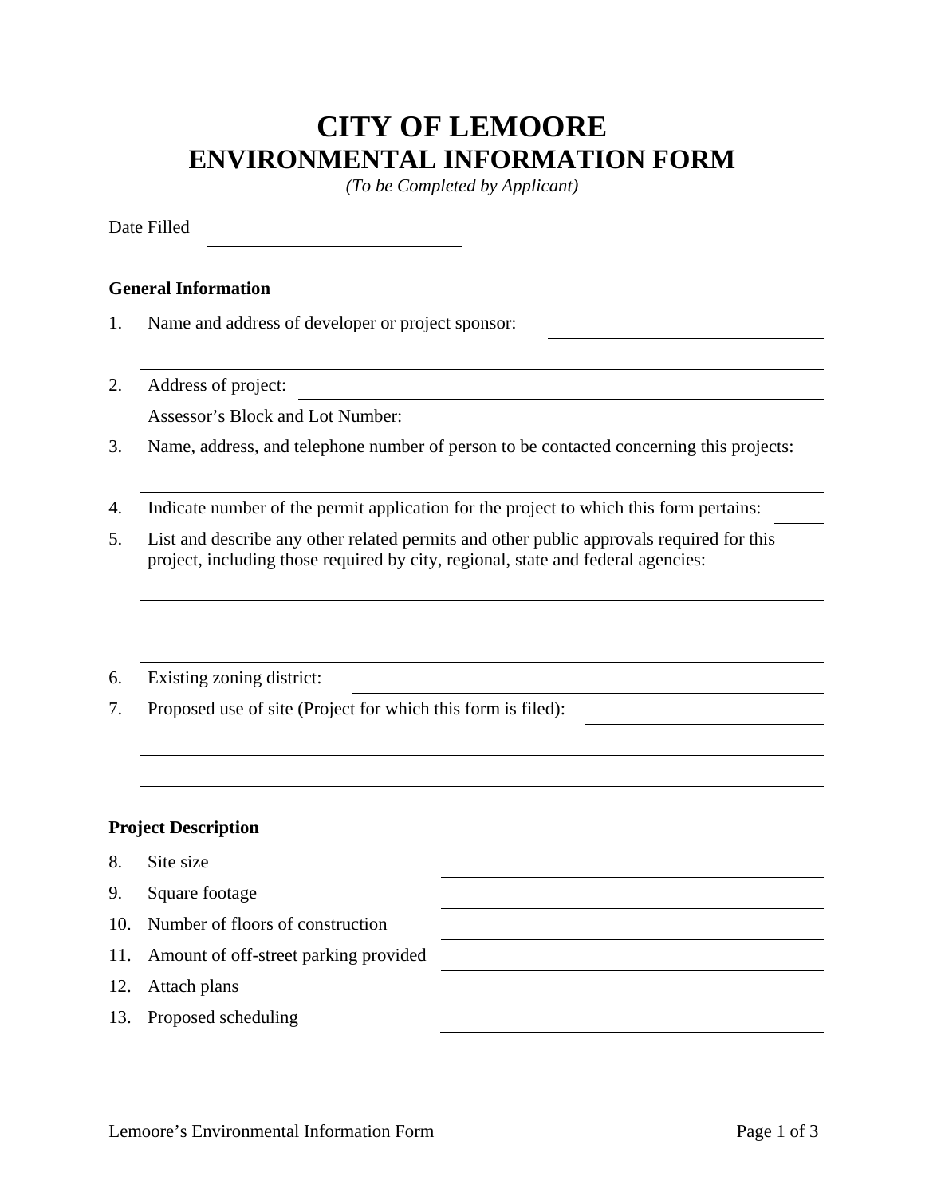# CITY OF LEMOORE
# ENVIRONMENTAL INFORMATION FORM

*(To be Completed by Applicant)*

Date Filled ____________________

**General Information**

1. Name and address of developer or project sponsor: ____________________

   ________________________________________

2. Address of project: ____________________

   Assessor's Block and Lot Number: ____________________

3. Name, address, and telephone number of person to be contacted concerning this projects:

   ________________________________________

4. Indicate number of the permit application for the project to which this form pertains: ________

5. List and describe any other related permits and other public approvals required for this project, including those required by city, regional, state and federal agencies:

   ________________________________________

   ________________________________________

   ________________________________________

6. Existing zoning district: ____________________

7. Proposed use of site (Project for which this form is filed): ____________________

   ________________________________________

   ________________________________________

**Project Description**

8. Site size ____________________
9. Square footage ____________________
10. Number of floors of construction ____________________
11. Amount of off-street parking provided ____________________
12. Attach plans ____________________
13. Proposed scheduling ____________________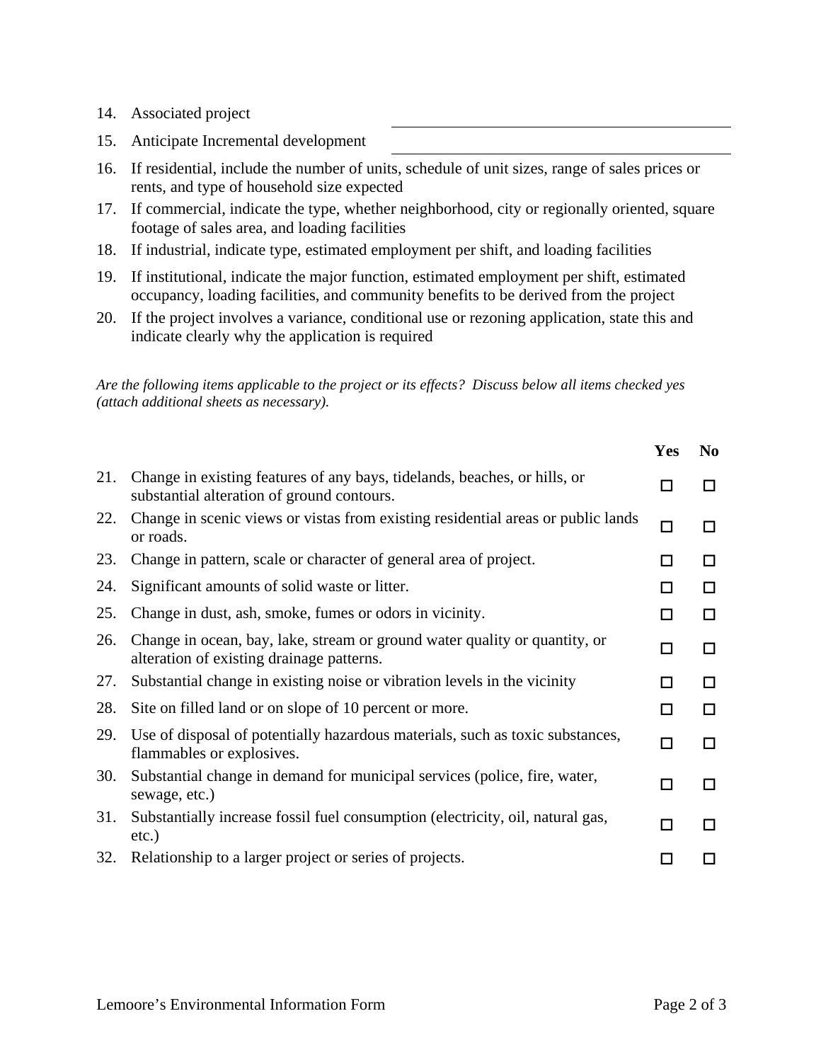14. Associated project \_\_\_\_\_\_\_\_\_\_\_\_\_\_\_\_\_\_\_\_\_\_\_\_\_\_\_\_\_\_\_\_\_\_\_\_\_\_\_\_

15. Anticipate Incremental development \_\_\_\_\_\_\_\_\_\_\_\_\_\_\_\_\_\_\_\_\_\_\_\_\_\_\_\_\_\_\_\_\_\_\_\_\_\_\_\_

16. If residential, include the number of units, schedule of unit sizes, range of sales prices or rents, and type of household size expected

17. If commercial, indicate the type, whether neighborhood, city or regionally oriented, square footage of sales area, and loading facilities

18. If industrial, indicate type, estimated employment per shift, and loading facilities

19. If institutional, indicate the major function, estimated employment per shift, estimated occupancy, loading facilities, and community benefits to be derived from the project

20. If the project involves a variance, conditional use or rezoning application, state this and indicate clearly why the application is required

*Are the following items applicable to the project or its effects? Discuss below all items checked yes (attach additional sheets as necessary).*

| | | Yes | No |
|---|---|---|---|
| 21. | Change in existing features of any bays, tidelands, beaches, or hills, or substantial alteration of ground contours. | ☐ | ☐ |
| 22. | Change in scenic views or vistas from existing residential areas or public lands or roads. | ☐ | ☐ |
| 23. | Change in pattern, scale or character of general area of project. | ☐ | ☐ |
| 24. | Significant amounts of solid waste or litter. | ☐ | ☐ |
| 25. | Change in dust, ash, smoke, fumes or odors in vicinity. | ☐ | ☐ |
| 26. | Change in ocean, bay, lake, stream or ground water quality or quantity, or alteration of existing drainage patterns. | ☐ | ☐ |
| 27. | Substantial change in existing noise or vibration levels in the vicinity | ☐ | ☐ |
| 28. | Site on filled land or on slope of 10 percent or more. | ☐ | ☐ |
| 29. | Use of disposal of potentially hazardous materials, such as toxic substances, flammables or explosives. | ☐ | ☐ |
| 30. | Substantial change in demand for municipal services (police, fire, water, sewage, etc.) | ☐ | ☐ |
| 31. | Substantially increase fossil fuel consumption (electricity, oil, natural gas, etc.) | ☐ | ☐ |
| 32. | Relationship to a larger project or series of projects. | ☐ | ☐ |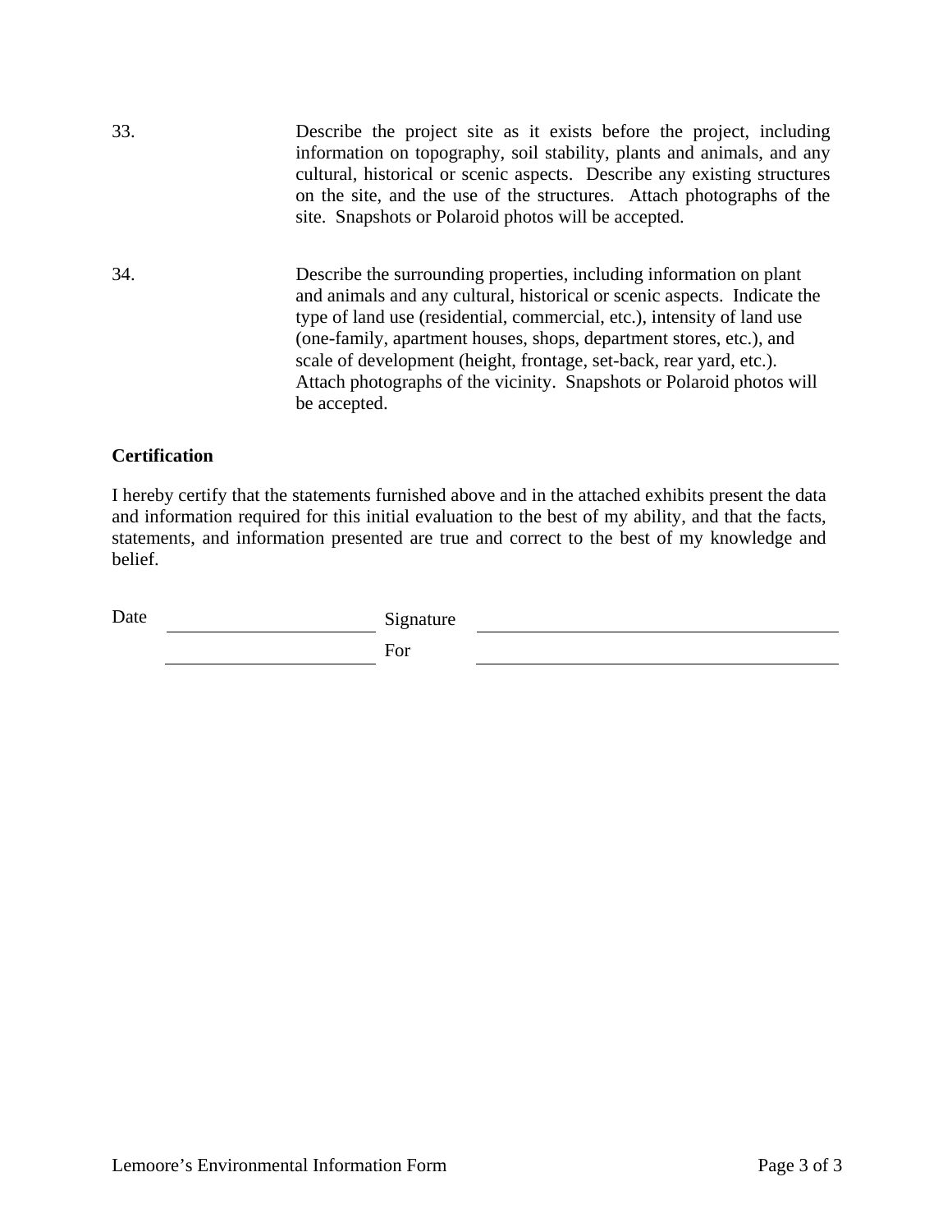33. Describe the project site as it exists before the project, including information on topography, soil stability, plants and animals, and any cultural, historical or scenic aspects. Describe any existing structures on the site, and the use of the structures. Attach photographs of the site. Snapshots or Polaroid photos will be accepted.

34. Describe the surrounding properties, including information on plant and animals and any cultural, historical or scenic aspects. Indicate the type of land use (residential, commercial, etc.), intensity of land use (one-family, apartment houses, shops, department stores, etc.), and scale of development (height, frontage, set-back, rear yard, etc.). Attach photographs of the vicinity. Snapshots or Polaroid photos will be accepted.

**Certification**

I hereby certify that the statements furnished above and in the attached exhibits present the data and information required for this initial evaluation to the best of my ability, and that the facts, statements, and information presented are true and correct to the best of my knowledge and belief.

Date \_\_\_\_\_\_\_\_\_\_\_\_\_\_\_\_\_\_\_\_ Signature \_\_\_\_\_\_\_\_\_\_\_\_\_\_\_\_\_\_\_\_\_\_\_\_\_\_\_\_\_\_\_\_\_\_\_\_

\_\_\_\_\_\_\_\_\_\_\_\_\_\_\_\_\_\_\_\_ For \_\_\_\_\_\_\_\_\_\_\_\_\_\_\_\_\_\_\_\_\_\_\_\_\_\_\_\_\_\_\_\_\_\_\_\_